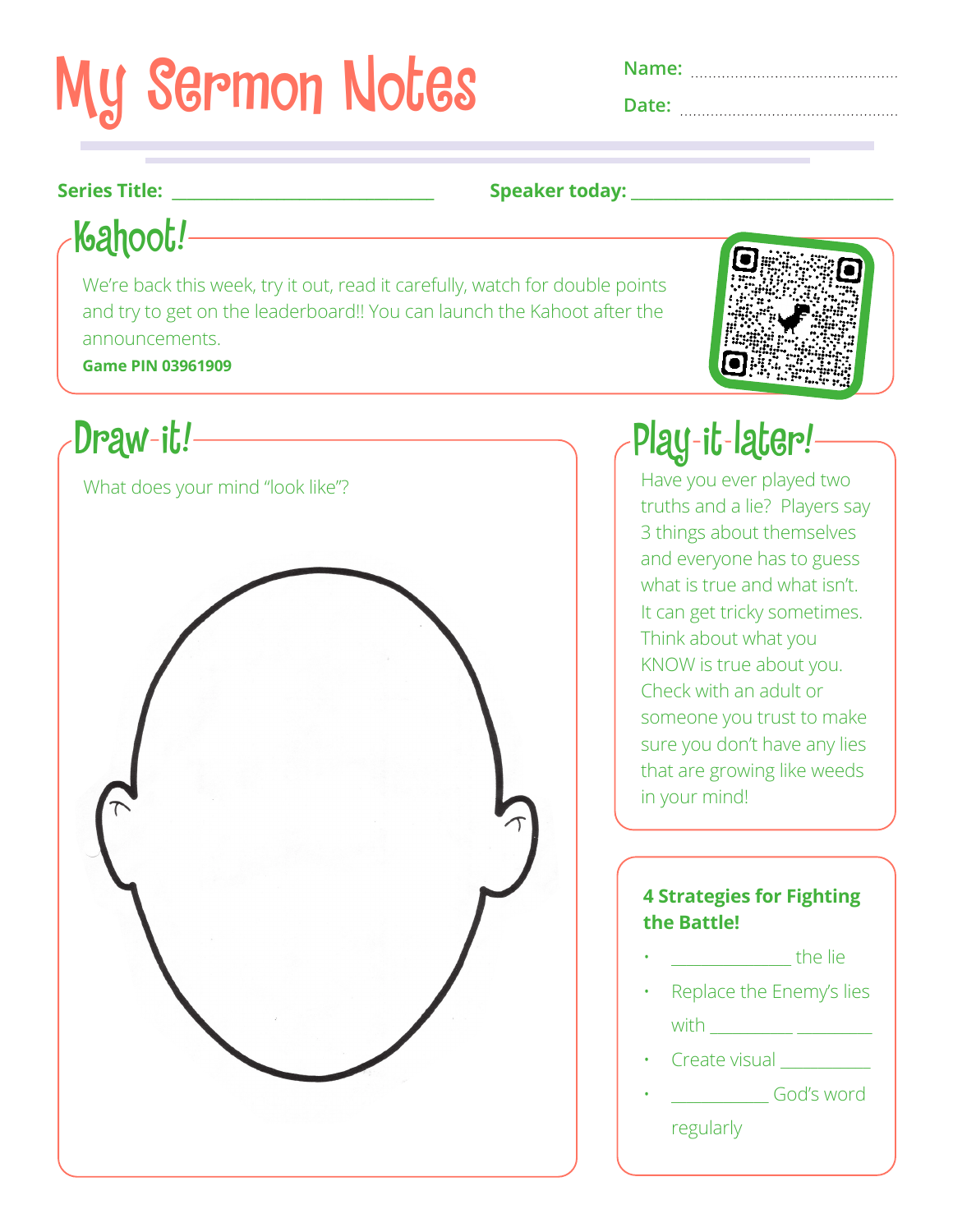# My Sermon Notes

**Name:** ..............................................

**Date:** ..............................................

**Series Title:** ______________________________ **Speaker today:** ______________________________

## Kahoot!

We're back this week, try it out, read it carefully, watch for double points and try to get on the leaderboard!! You can launch the Kahoot after the announcements.

**Game PIN 03961909**

## Draw-it!

What does your mind "look like"?

## Play-it-later!

Have you ever played two truths and a lie? Players say 3 things about themselves and everyone has to guess what is true and what isn't. It can get tricky sometimes. Think about what you KNOW is true about you. Check with an adult or someone you trust to make sure you don't have any lies that are growing like weeds in your mind!

**4 Strategies for Fighting the Battle!**

- _____________ the lie
- Replace the Enemy's lies with _________ _________
- Create visual __________
- ___________ God's word regularly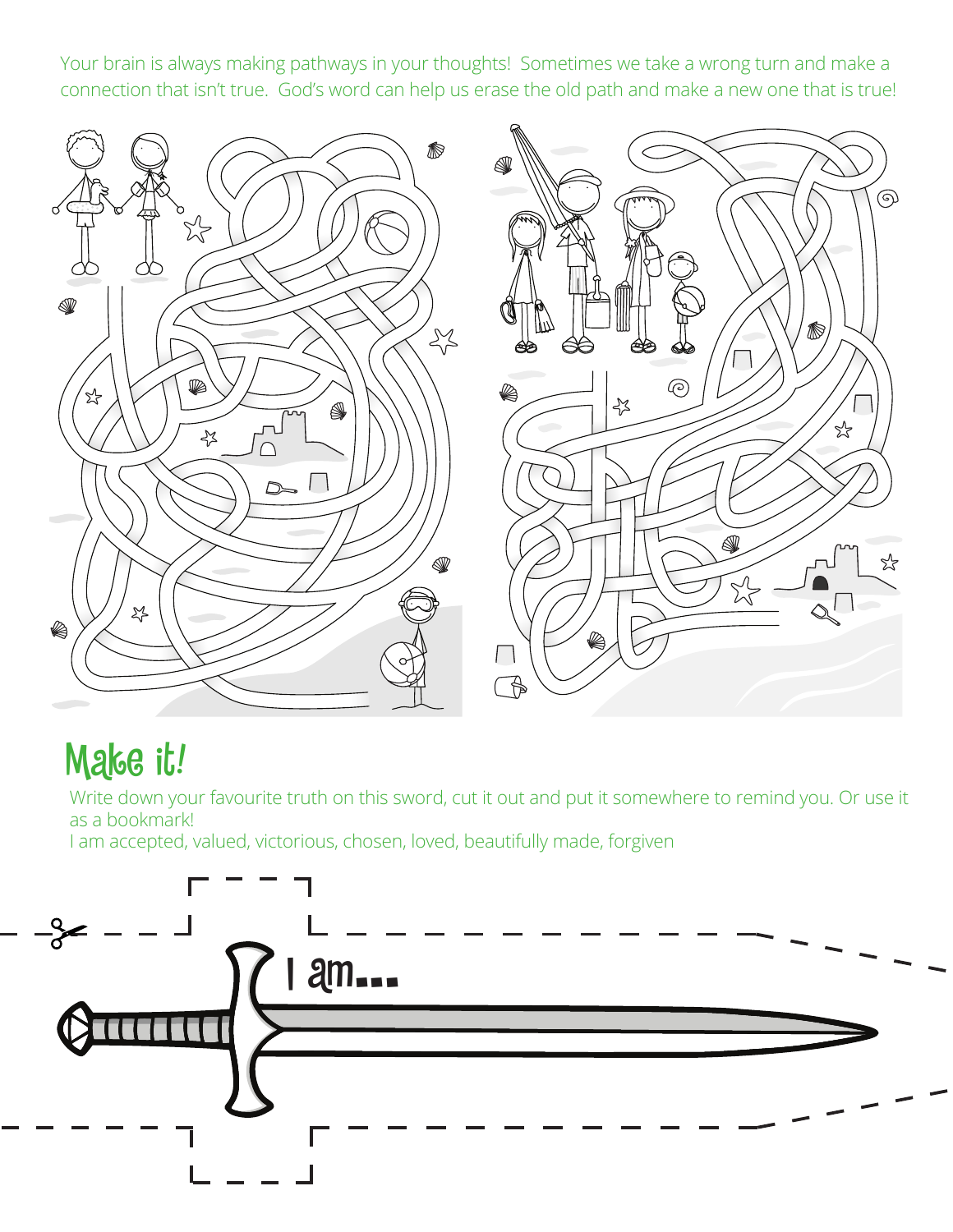Your brain is always making pathways in your thoughts! Sometimes we take a wrong turn and make a connection that isn't true. God's word can help us erase the old path and make a new one that is true!

## Make it!

Write down your favourite truth on this sword, cut it out and put it somewhere to remind you. Or use it as a bookmark!

I am accepted, valued, victorious, chosen, loved, beautifully made, forgiven

I am...